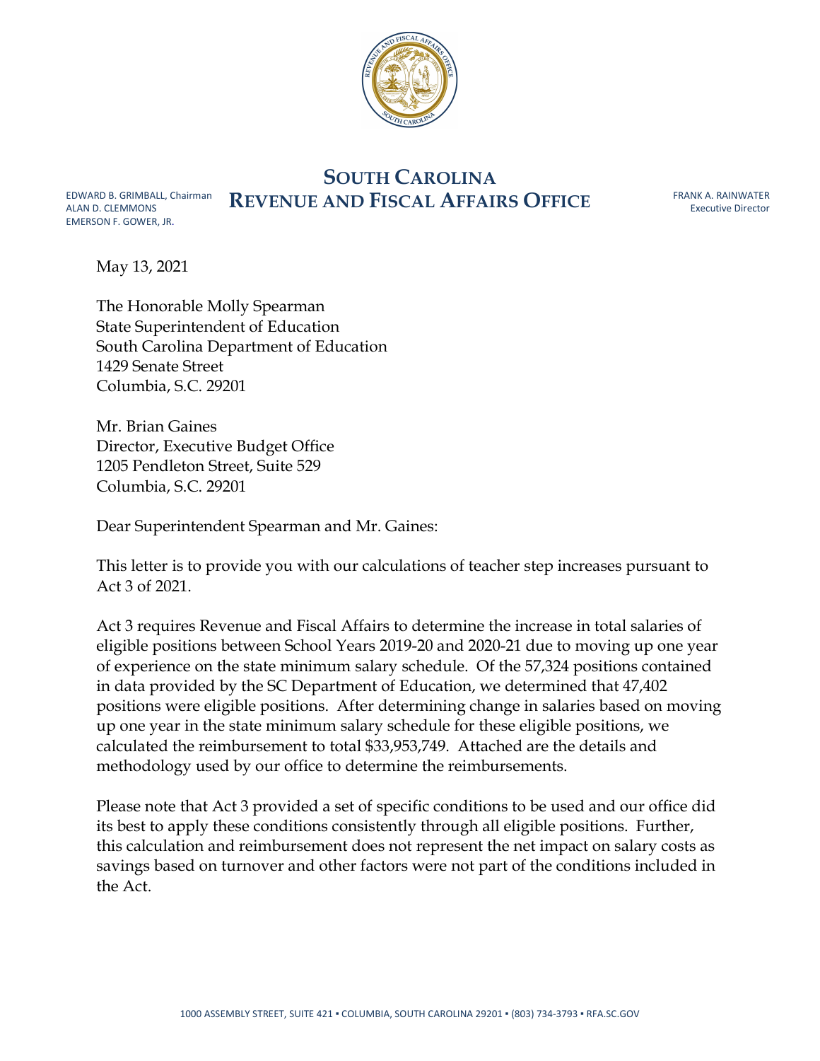# SOUTH CAROLINA REVENUE AND FISCAL AFFAIRS OFFICE

EDWARD B. GRIMBALL, Chairman
ALAN D. CLEMMONS
EMERSON F. GOWER, JR.

FRANK A. RAINWATER
Executive Director

May 13, 2021

The Honorable Molly Spearman
State Superintendent of Education
South Carolina Department of Education
1429 Senate Street
Columbia, S.C. 29201

Mr. Brian Gaines
Director, Executive Budget Office
1205 Pendleton Street, Suite 529
Columbia, S.C. 29201

Dear Superintendent Spearman and Mr. Gaines:

This letter is to provide you with our calculations of teacher step increases pursuant to Act 3 of 2021.

Act 3 requires Revenue and Fiscal Affairs to determine the increase in total salaries of eligible positions between School Years 2019-20 and 2020-21 due to moving up one year of experience on the state minimum salary schedule. Of the 57,324 positions contained in data provided by the SC Department of Education, we determined that 47,402 positions were eligible positions. After determining change in salaries based on moving up one year in the state minimum salary schedule for these eligible positions, we calculated the reimbursement to total $33,953,749. Attached are the details and methodology used by our office to determine the reimbursements.

Please note that Act 3 provided a set of specific conditions to be used and our office did its best to apply these conditions consistently through all eligible positions. Further, this calculation and reimbursement does not represent the net impact on salary costs as savings based on turnover and other factors were not part of the conditions included in the Act.

1000 ASSEMBLY STREET, SUITE 421 ▪ COLUMBIA, SOUTH CAROLINA 29201 ▪ (803) 734-3793 ▪ RFA.SC.GOV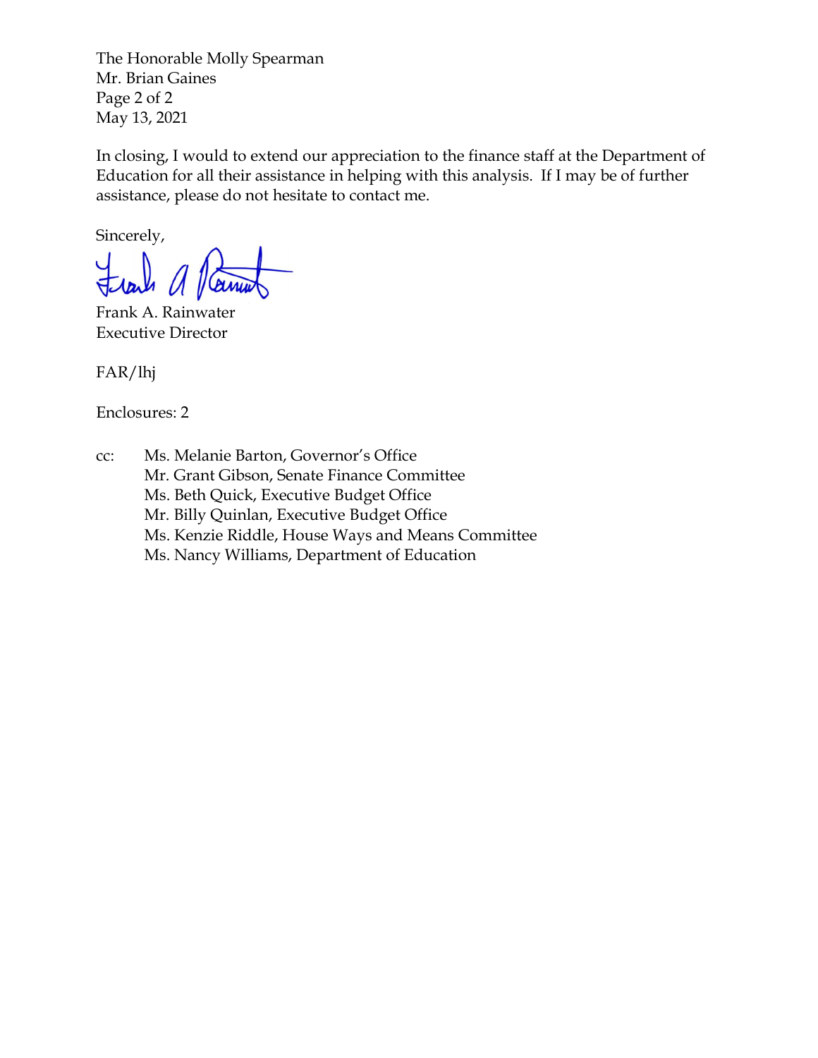The Honorable Molly Spearman
Mr. Brian Gaines
May 13, 2021

In closing, I would to extend our appreciation to the finance staff at the Department of Education for all their assistance in helping with this analysis. If I may be of further assistance, please do not hesitate to contact me.

Sincerely,

Frank A. Rainwater
Executive Director

FAR/lhj

Enclosures: 2

cc: Ms. Melanie Barton, Governor's Office
Mr. Grant Gibson, Senate Finance Committee
Ms. Beth Quick, Executive Budget Office
Mr. Billy Quinlan, Executive Budget Office
Ms. Kenzie Riddle, House Ways and Means Committee
Ms. Nancy Williams, Department of Education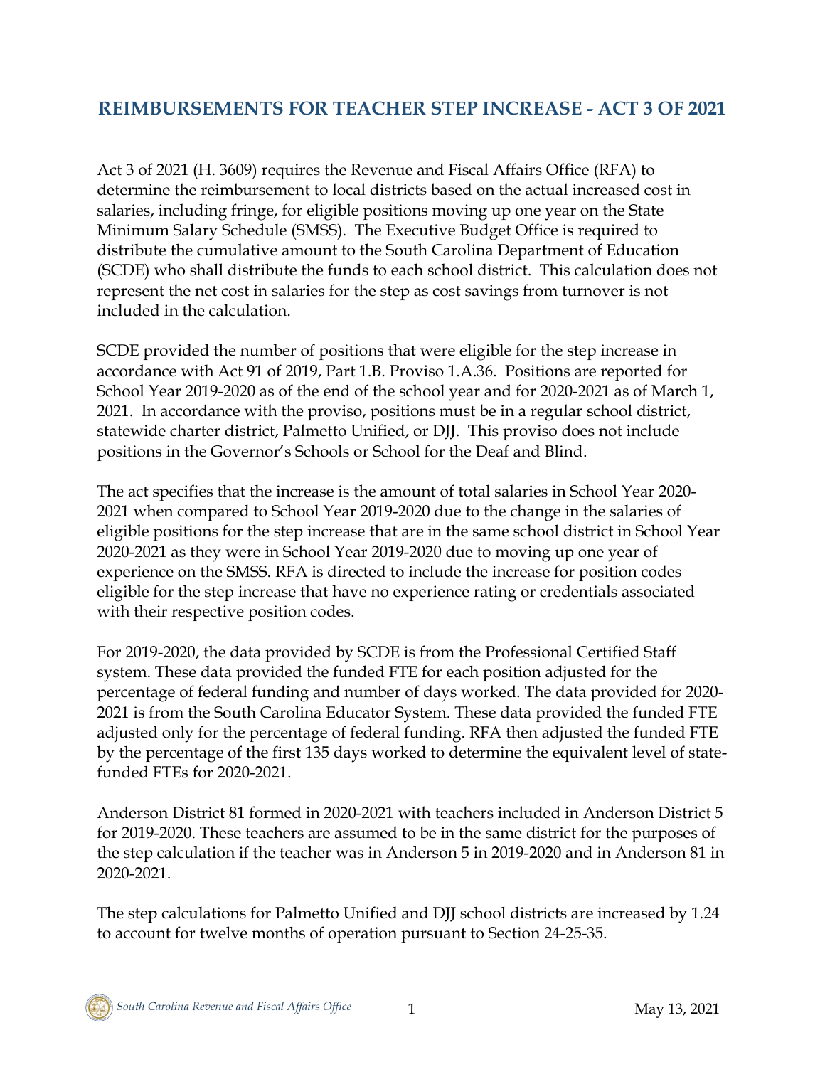## REIMBURSEMENTS FOR TEACHER STEP INCREASE - ACT 3 OF 2021

Act 3 of 2021 (H. 3609) requires the Revenue and Fiscal Affairs Office (RFA) to determine the reimbursement to local districts based on the actual increased cost in salaries, including fringe, for eligible positions moving up one year on the State Minimum Salary Schedule (SMSS). The Executive Budget Office is required to distribute the cumulative amount to the South Carolina Department of Education (SCDE) who shall distribute the funds to each school district. This calculation does not represent the net cost in salaries for the step as cost savings from turnover is not included in the calculation.

SCDE provided the number of positions that were eligible for the step increase in accordance with Act 91 of 2019, Part 1.B. Proviso 1.A.36. Positions are reported for School Year 2019-2020 as of the end of the school year and for 2020-2021 as of March 1, 2021. In accordance with the proviso, positions must be in a regular school district, statewide charter district, Palmetto Unified, or DJJ. This proviso does not include positions in the Governor's Schools or School for the Deaf and Blind.

The act specifies that the increase is the amount of total salaries in School Year 2020-2021 when compared to School Year 2019-2020 due to the change in the salaries of eligible positions for the step increase that are in the same school district in School Year 2020-2021 as they were in School Year 2019-2020 due to moving up one year of experience on the SMSS. RFA is directed to include the increase for position codes eligible for the step increase that have no experience rating or credentials associated with their respective position codes.

For 2019-2020, the data provided by SCDE is from the Professional Certified Staff system. These data provided the funded FTE for each position adjusted for the percentage of federal funding and number of days worked. The data provided for 2020-2021 is from the South Carolina Educator System. These data provided the funded FTE adjusted only for the percentage of federal funding. RFA then adjusted the funded FTE by the percentage of the first 135 days worked to determine the equivalent level of state-funded FTEs for 2020-2021.

Anderson District 81 formed in 2020-2021 with teachers included in Anderson District 5 for 2019-2020. These teachers are assumed to be in the same district for the purposes of the step calculation if the teacher was in Anderson 5 in 2019-2020 and in Anderson 81 in 2020-2021.

The step calculations for Palmetto Unified and DJJ school districts are increased by 1.24 to account for twelve months of operation pursuant to Section 24-25-35.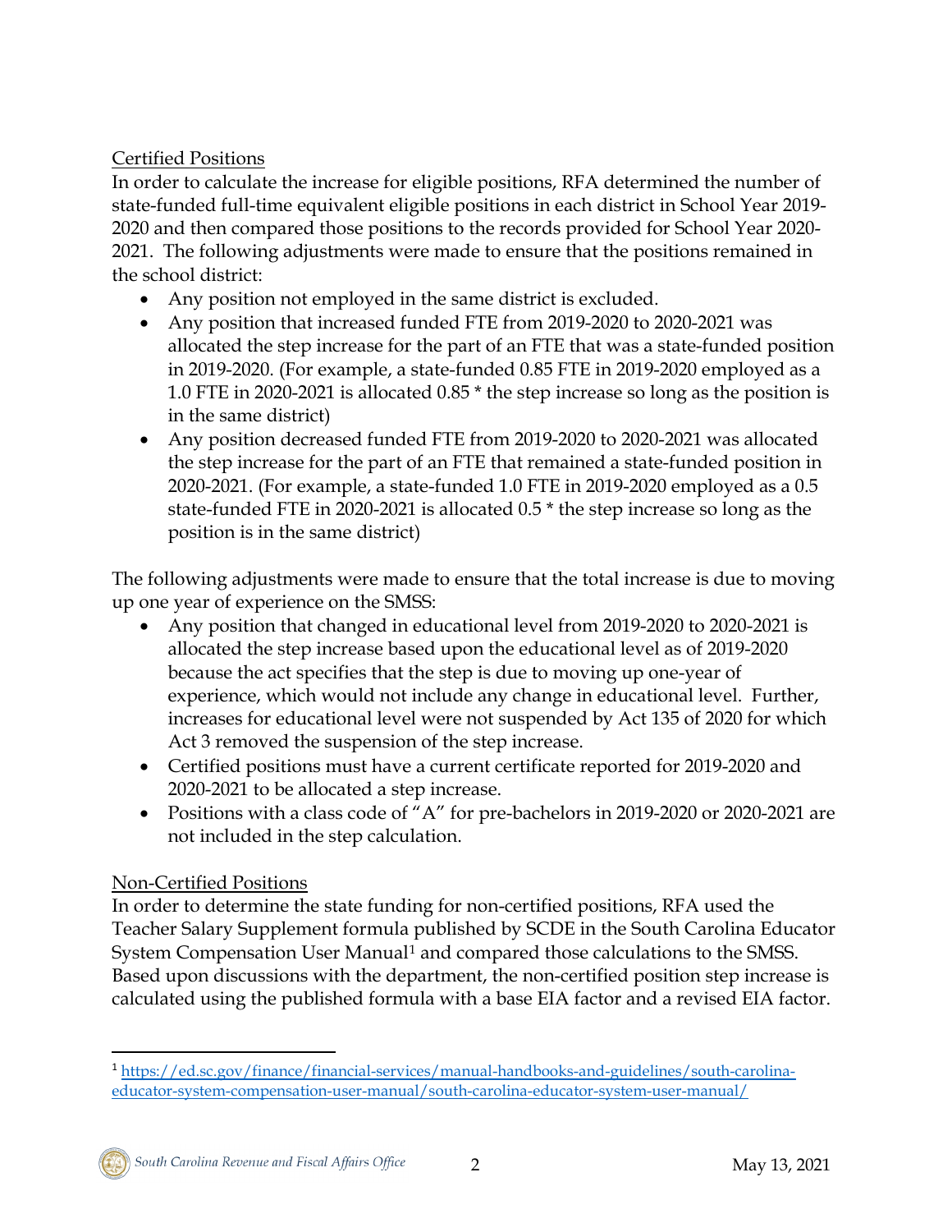Certified Positions

In order to calculate the increase for eligible positions, RFA determined the number of state-funded full-time equivalent eligible positions in each district in School Year 2019-2020 and then compared those positions to the records provided for School Year 2020-2021. The following adjustments were made to ensure that the positions remained in the school district:

- Any position not employed in the same district is excluded.
- Any position that increased funded FTE from 2019-2020 to 2020-2021 was allocated the step increase for the part of an FTE that was a state-funded position in 2019-2020. (For example, a state-funded 0.85 FTE in 2019-2020 employed as a 1.0 FTE in 2020-2021 is allocated 0.85 * the step increase so long as the position is in the same district)
- Any position decreased funded FTE from 2019-2020 to 2020-2021 was allocated the step increase for the part of an FTE that remained a state-funded position in 2020-2021. (For example, a state-funded 1.0 FTE in 2019-2020 employed as a 0.5 state-funded FTE in 2020-2021 is allocated 0.5 * the step increase so long as the position is in the same district)

The following adjustments were made to ensure that the total increase is due to moving up one year of experience on the SMSS:

- Any position that changed in educational level from 2019-2020 to 2020-2021 is allocated the step increase based upon the educational level as of 2019-2020 because the act specifies that the step is due to moving up one-year of experience, which would not include any change in educational level. Further, increases for educational level were not suspended by Act 135 of 2020 for which Act 3 removed the suspension of the step increase.
- Certified positions must have a current certificate reported for 2019-2020 and 2020-2021 to be allocated a step increase.
- Positions with a class code of "A" for pre-bachelors in 2019-2020 or 2020-2021 are not included in the step calculation.

Non-Certified Positions

In order to determine the state funding for non-certified positions, RFA used the Teacher Salary Supplement formula published by SCDE in the South Carolina Educator System Compensation User Manual[1] and compared those calculations to the SMSS. Based upon discussions with the department, the non-certified position step increase is calculated using the published formula with a base EIA factor and a revised EIA factor.

[1] https://ed.sc.gov/finance/financial-services/manual-handbooks-and-guidelines/south-carolina-educator-system-compensation-user-manual/south-carolina-educator-system-user-manual/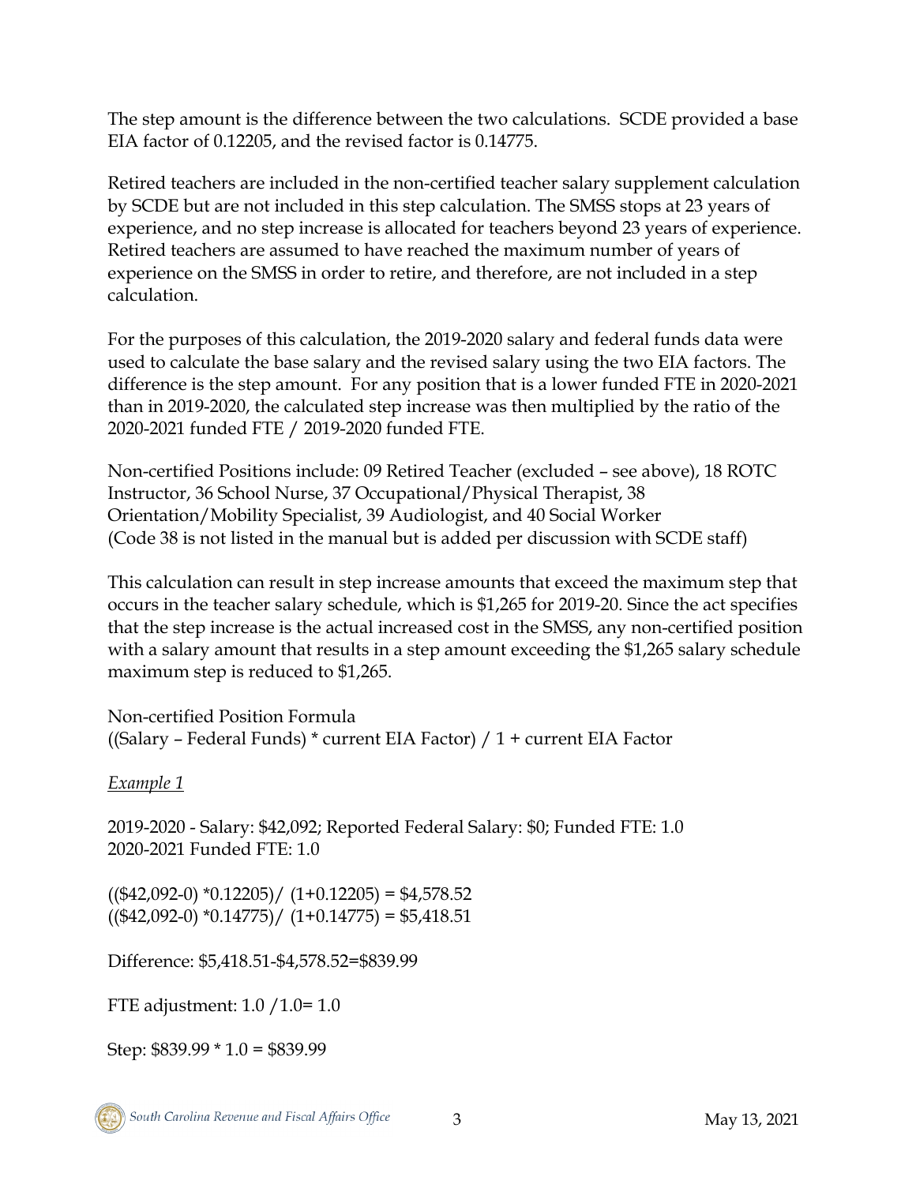The step amount is the difference between the two calculations. SCDE provided a base EIA factor of 0.12205, and the revised factor is 0.14775.

Retired teachers are included in the non-certified teacher salary supplement calculation by SCDE but are not included in this step calculation. The SMSS stops at 23 years of experience, and no step increase is allocated for teachers beyond 23 years of experience. Retired teachers are assumed to have reached the maximum number of years of experience on the SMSS in order to retire, and therefore, are not included in a step calculation.

For the purposes of this calculation, the 2019-2020 salary and federal funds data were used to calculate the base salary and the revised salary using the two EIA factors. The difference is the step amount. For any position that is a lower funded FTE in 2020-2021 than in 2019-2020, the calculated step increase was then multiplied by the ratio of the 2020-2021 funded FTE / 2019-2020 funded FTE.

Non-certified Positions include: 09 Retired Teacher (excluded – see above), 18 ROTC Instructor, 36 School Nurse, 37 Occupational/Physical Therapist, 38 Orientation/Mobility Specialist, 39 Audiologist, and 40 Social Worker (Code 38 is not listed in the manual but is added per discussion with SCDE staff)

This calculation can result in step increase amounts that exceed the maximum step that occurs in the teacher salary schedule, which is $1,265 for 2019-20. Since the act specifies that the step increase is the actual increased cost in the SMSS, any non-certified position with a salary amount that results in a step amount exceeding the $1,265 salary schedule maximum step is reduced to $1,265.

Non-certified Position Formula
((Salary – Federal Funds) * current EIA Factor) / 1 + current EIA Factor

*Example 1*

2019-2020 - Salary: $42,092; Reported Federal Salary: $0; Funded FTE: 1.0
2020-2021 Funded FTE: 1.0

(($42,092-0) *0.12205)/ (1+0.12205) = $4,578.52
(($42,092-0) *0.14775)/ (1+0.14775) = $5,418.51

Difference: $5,418.51-$4,578.52=$839.99

FTE adjustment: 1.0 /1.0= 1.0

Step: $839.99 * 1.0 = $839.99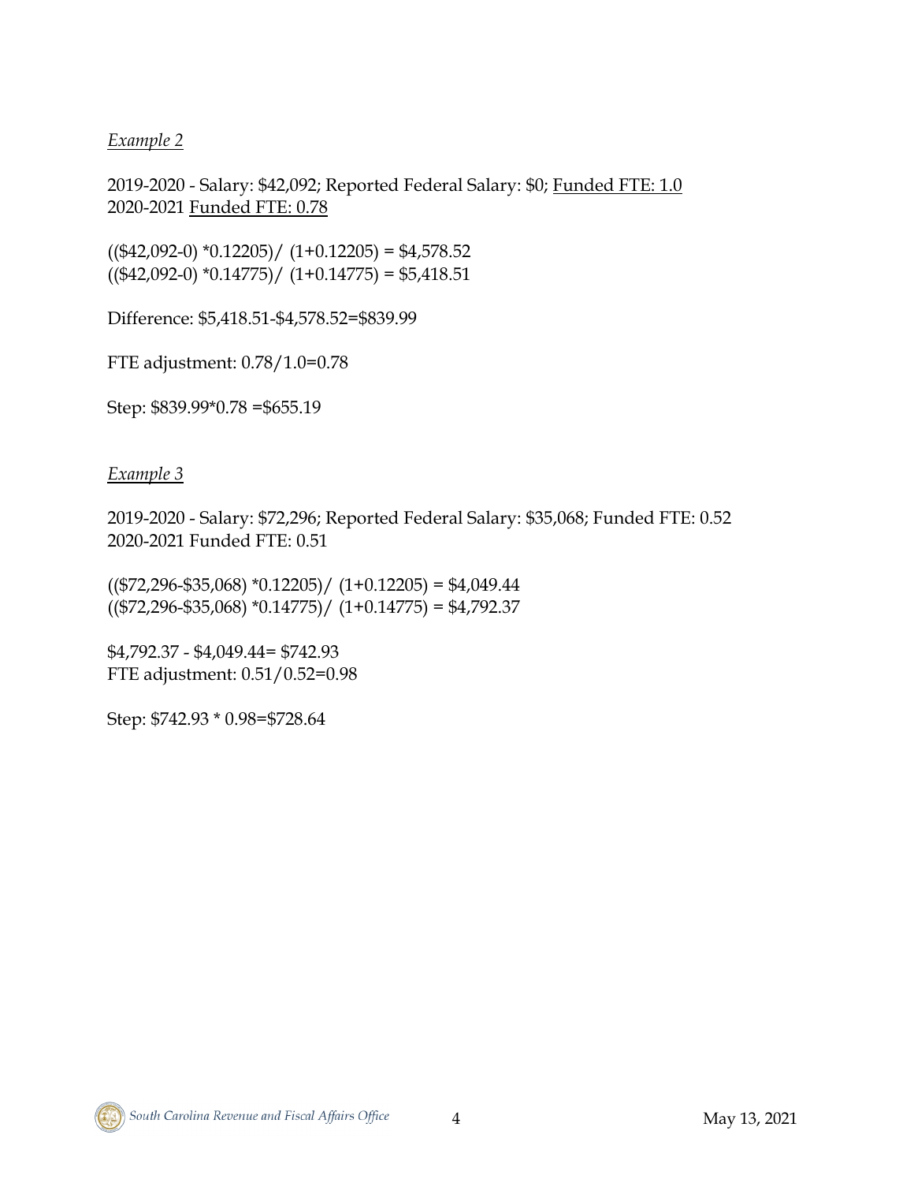*Example 2*

2019-2020 - Salary: $42,092; Reported Federal Salary: $0; Funded FTE: 1.0
2020-2021 Funded FTE: 0.78

(($42,092-0) *0.12205)/ (1+0.12205) = $4,578.52
(($42,092-0) *0.14775)/ (1+0.14775) = $5,418.51

Difference: $5,418.51-$4,578.52=$839.99

FTE adjustment: 0.78/1.0=0.78

Step: $839.99*0.78 =$655.19

*Example 3*

2019-2020 - Salary: $72,296; Reported Federal Salary: $35,068; Funded FTE: 0.52
2020-2021 Funded FTE: 0.51

(($72,296-$35,068) *0.12205)/ (1+0.12205) = $4,049.44
(($72,296-$35,068) *0.14775)/ (1+0.14775) = $4,792.37

$4,792.37 - $4,049.44= $742.93
FTE adjustment: 0.51/0.52=0.98

Step: $742.93 * 0.98=$728.64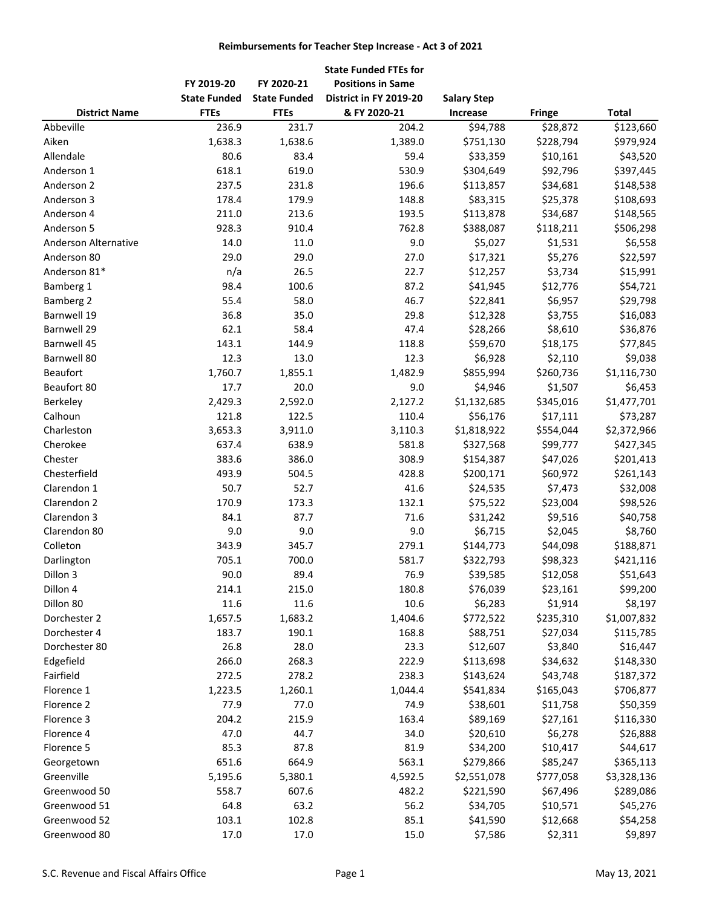# Reimbursements for Teacher Step Increase - Act 3 of 2021

| District Name | FY 2019-20 State Funded FTEs | FY 2020-21 State Funded FTEs | State Funded FTEs for Positions in Same District in FY 2019-20 & FY 2020-21 | Salary Step Increase | Fringe | Total |
|---|---|---|---|---|---|---|
| Abbeville | 236.9 | 231.7 | 204.2 | $94,788 | $28,872 | $123,660 |
| Aiken | 1,638.3 | 1,638.6 | 1,389.0 | $751,130 | $228,794 | $979,924 |
| Allendale | 80.6 | 83.4 | 59.4 | $33,359 | $10,161 | $43,520 |
| Anderson 1 | 618.1 | 619.0 | 530.9 | $304,649 | $92,796 | $397,445 |
| Anderson 2 | 237.5 | 231.8 | 196.6 | $113,857 | $34,681 | $148,538 |
| Anderson 3 | 178.4 | 179.9 | 148.8 | $83,315 | $25,378 | $108,693 |
| Anderson 4 | 211.0 | 213.6 | 193.5 | $113,878 | $34,687 | $148,565 |
| Anderson 5 | 928.3 | 910.4 | 762.8 | $388,087 | $118,211 | $506,298 |
| Anderson Alternative | 14.0 | 11.0 | 9.0 | $5,027 | $1,531 | $6,558 |
| Anderson 80 | 29.0 | 29.0 | 27.0 | $17,321 | $5,276 | $22,597 |
| Anderson 81* | n/a | 26.5 | 22.7 | $12,257 | $3,734 | $15,991 |
| Bamberg 1 | 98.4 | 100.6 | 87.2 | $41,945 | $12,776 | $54,721 |
| Bamberg 2 | 55.4 | 58.0 | 46.7 | $22,841 | $6,957 | $29,798 |
| Barnwell 19 | 36.8 | 35.0 | 29.8 | $12,328 | $3,755 | $16,083 |
| Barnwell 29 | 62.1 | 58.4 | 47.4 | $28,266 | $8,610 | $36,876 |
| Barnwell 45 | 143.1 | 144.9 | 118.8 | $59,670 | $18,175 | $77,845 |
| Barnwell 80 | 12.3 | 13.0 | 12.3 | $6,928 | $2,110 | $9,038 |
| Beaufort | 1,760.7 | 1,855.1 | 1,482.9 | $855,994 | $260,736 | $1,116,730 |
| Beaufort 80 | 17.7 | 20.0 | 9.0 | $4,946 | $1,507 | $6,453 |
| Berkeley | 2,429.3 | 2,592.0 | 2,127.2 | $1,132,685 | $345,016 | $1,477,701 |
| Calhoun | 121.8 | 122.5 | 110.4 | $56,176 | $17,111 | $73,287 |
| Charleston | 3,653.3 | 3,911.0 | 3,110.3 | $1,818,922 | $554,044 | $2,372,966 |
| Cherokee | 637.4 | 638.9 | 581.8 | $327,568 | $99,777 | $427,345 |
| Chester | 383.6 | 386.0 | 308.9 | $154,387 | $47,026 | $201,413 |
| Chesterfield | 493.9 | 504.5 | 428.8 | $200,171 | $60,972 | $261,143 |
| Clarendon 1 | 50.7 | 52.7 | 41.6 | $24,535 | $7,473 | $32,008 |
| Clarendon 2 | 170.9 | 173.3 | 132.1 | $75,522 | $23,004 | $98,526 |
| Clarendon 3 | 84.1 | 87.7 | 71.6 | $31,242 | $9,516 | $40,758 |
| Clarendon 80 | 9.0 | 9.0 | 9.0 | $6,715 | $2,045 | $8,760 |
| Colleton | 343.9 | 345.7 | 279.1 | $144,773 | $44,098 | $188,871 |
| Darlington | 705.1 | 700.0 | 581.7 | $322,793 | $98,323 | $421,116 |
| Dillon 3 | 90.0 | 89.4 | 76.9 | $39,585 | $12,058 | $51,643 |
| Dillon 4 | 214.1 | 215.0 | 180.8 | $76,039 | $23,161 | $99,200 |
| Dillon 80 | 11.6 | 11.6 | 10.6 | $6,283 | $1,914 | $8,197 |
| Dorchester 2 | 1,657.5 | 1,683.2 | 1,404.6 | $772,522 | $235,310 | $1,007,832 |
| Dorchester 4 | 183.7 | 190.1 | 168.8 | $88,751 | $27,034 | $115,785 |
| Dorchester 80 | 26.8 | 28.0 | 23.3 | $12,607 | $3,840 | $16,447 |
| Edgefield | 266.0 | 268.3 | 222.9 | $113,698 | $34,632 | $148,330 |
| Fairfield | 272.5 | 278.2 | 238.3 | $143,624 | $43,748 | $187,372 |
| Florence 1 | 1,223.5 | 1,260.1 | 1,044.4 | $541,834 | $165,043 | $706,877 |
| Florence 2 | 77.9 | 77.0 | 74.9 | $38,601 | $11,758 | $50,359 |
| Florence 3 | 204.2 | 215.9 | 163.4 | $89,169 | $27,161 | $116,330 |
| Florence 4 | 47.0 | 44.7 | 34.0 | $20,610 | $6,278 | $26,888 |
| Florence 5 | 85.3 | 87.8 | 81.9 | $34,200 | $10,417 | $44,617 |
| Georgetown | 651.6 | 664.9 | 563.1 | $279,866 | $85,247 | $365,113 |
| Greenville | 5,195.6 | 5,380.1 | 4,592.5 | $2,551,078 | $777,058 | $3,328,136 |
| Greenwood 50 | 558.7 | 607.6 | 482.2 | $221,590 | $67,496 | $289,086 |
| Greenwood 51 | 64.8 | 63.2 | 56.2 | $34,705 | $10,571 | $45,276 |
| Greenwood 52 | 103.1 | 102.8 | 85.1 | $41,590 | $12,668 | $54,258 |
| Greenwood 80 | 17.0 | 17.0 | 15.0 | $7,586 | $2,311 | $9,897 |

S.C. Revenue and Fiscal Affairs Office — May 13, 2021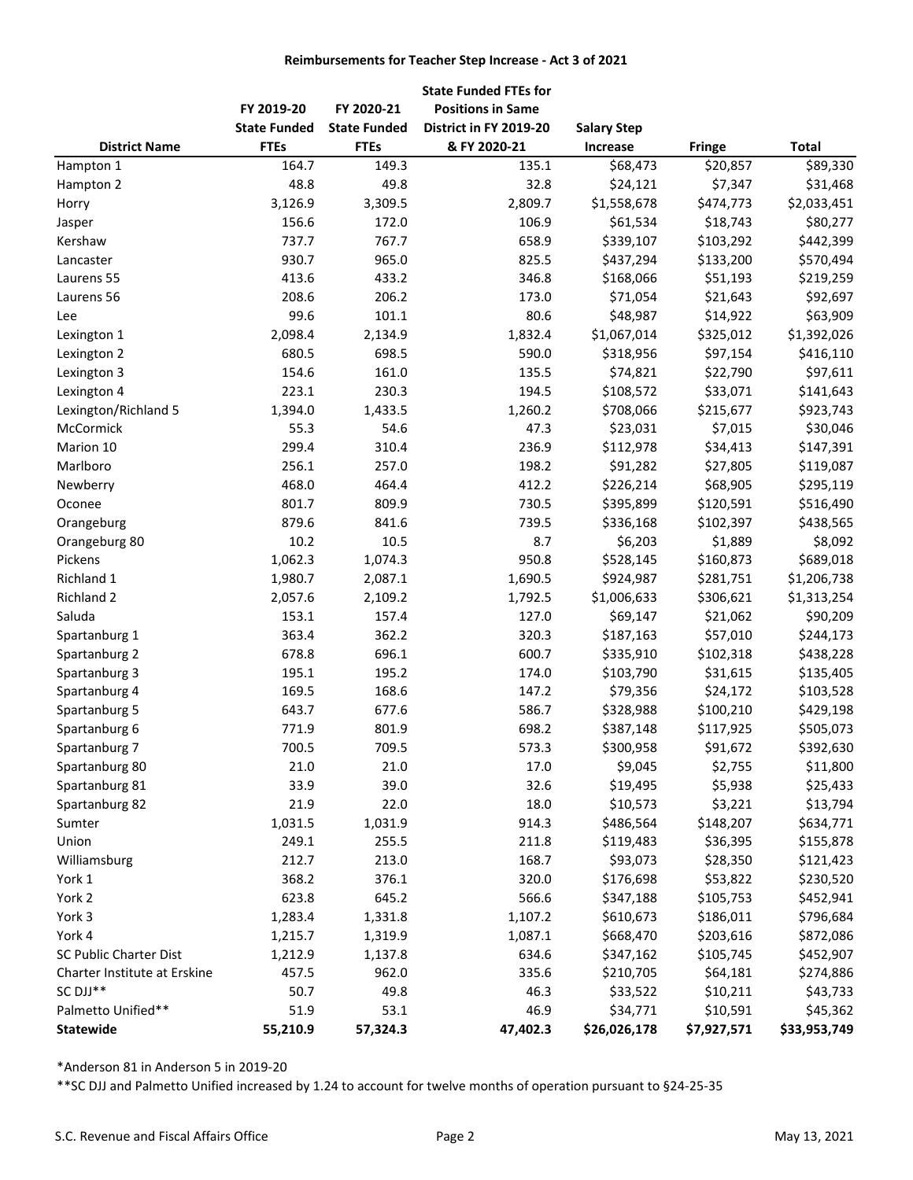**Reimbursements for Teacher Step Increase - Act 3 of 2021**

| District Name | FY 2019-20 State Funded FTEs | FY 2020-21 State Funded FTEs | State Funded FTEs for Positions in Same District in FY 2019-20 & FY 2020-21 | Salary Step Increase | Fringe | Total |
|---|---|---|---|---|---|---|
| Hampton 1 | 164.7 | 149.3 | 135.1 | $68,473 | $20,857 | $89,330 |
| Hampton 2 | 48.8 | 49.8 | 32.8 | $24,121 | $7,347 | $31,468 |
| Horry | 3,126.9 | 3,309.5 | 2,809.7 | $1,558,678 | $474,773 | $2,033,451 |
| Jasper | 156.6 | 172.0 | 106.9 | $61,534 | $18,743 | $80,277 |
| Kershaw | 737.7 | 767.7 | 658.9 | $339,107 | $103,292 | $442,399 |
| Lancaster | 930.7 | 965.0 | 825.5 | $437,294 | $133,200 | $570,494 |
| Laurens 55 | 413.6 | 433.2 | 346.8 | $168,066 | $51,193 | $219,259 |
| Laurens 56 | 208.6 | 206.2 | 173.0 | $71,054 | $21,643 | $92,697 |
| Lee | 99.6 | 101.1 | 80.6 | $48,987 | $14,922 | $63,909 |
| Lexington 1 | 2,098.4 | 2,134.9 | 1,832.4 | $1,067,014 | $325,012 | $1,392,026 |
| Lexington 2 | 680.5 | 698.5 | 590.0 | $318,956 | $97,154 | $416,110 |
| Lexington 3 | 154.6 | 161.0 | 135.5 | $74,821 | $22,790 | $97,611 |
| Lexington 4 | 223.1 | 230.3 | 194.5 | $108,572 | $33,071 | $141,643 |
| Lexington/Richland 5 | 1,394.0 | 1,433.5 | 1,260.2 | $708,066 | $215,677 | $923,743 |
| McCormick | 55.3 | 54.6 | 47.3 | $23,031 | $7,015 | $30,046 |
| Marion 10 | 299.4 | 310.4 | 236.9 | $112,978 | $34,413 | $147,391 |
| Marlboro | 256.1 | 257.0 | 198.2 | $91,282 | $27,805 | $119,087 |
| Newberry | 468.0 | 464.4 | 412.2 | $226,214 | $68,905 | $295,119 |
| Oconee | 801.7 | 809.9 | 730.5 | $395,899 | $120,591 | $516,490 |
| Orangeburg | 879.6 | 841.6 | 739.5 | $336,168 | $102,397 | $438,565 |
| Orangeburg 80 | 10.2 | 10.5 | 8.7 | $6,203 | $1,889 | $8,092 |
| Pickens | 1,062.3 | 1,074.3 | 950.8 | $528,145 | $160,873 | $689,018 |
| Richland 1 | 1,980.7 | 2,087.1 | 1,690.5 | $924,987 | $281,751 | $1,206,738 |
| Richland 2 | 2,057.6 | 2,109.2 | 1,792.5 | $1,006,633 | $306,621 | $1,313,254 |
| Saluda | 153.1 | 157.4 | 127.0 | $69,147 | $21,062 | $90,209 |
| Spartanburg 1 | 363.4 | 362.2 | 320.3 | $187,163 | $57,010 | $244,173 |
| Spartanburg 2 | 678.8 | 696.1 | 600.7 | $335,910 | $102,318 | $438,228 |
| Spartanburg 3 | 195.1 | 195.2 | 174.0 | $103,790 | $31,615 | $135,405 |
| Spartanburg 4 | 169.5 | 168.6 | 147.2 | $79,356 | $24,172 | $103,528 |
| Spartanburg 5 | 643.7 | 677.6 | 586.7 | $328,988 | $100,210 | $429,198 |
| Spartanburg 6 | 771.9 | 801.9 | 698.2 | $387,148 | $117,925 | $505,073 |
| Spartanburg 7 | 700.5 | 709.5 | 573.3 | $300,958 | $91,672 | $392,630 |
| Spartanburg 80 | 21.0 | 21.0 | 17.0 | $9,045 | $2,755 | $11,800 |
| Spartanburg 81 | 33.9 | 39.0 | 32.6 | $19,495 | $5,938 | $25,433 |
| Spartanburg 82 | 21.9 | 22.0 | 18.0 | $10,573 | $3,221 | $13,794 |
| Sumter | 1,031.5 | 1,031.9 | 914.3 | $486,564 | $148,207 | $634,771 |
| Union | 249.1 | 255.5 | 211.8 | $119,483 | $36,395 | $155,878 |
| Williamsburg | 212.7 | 213.0 | 168.7 | $93,073 | $28,350 | $121,423 |
| York 1 | 368.2 | 376.1 | 320.0 | $176,698 | $53,822 | $230,520 |
| York 2 | 623.8 | 645.2 | 566.6 | $347,188 | $105,753 | $452,941 |
| York 3 | 1,283.4 | 1,331.8 | 1,107.2 | $610,673 | $186,011 | $796,684 |
| York 4 | 1,215.7 | 1,319.9 | 1,087.1 | $668,470 | $203,616 | $872,086 |
| SC Public Charter Dist | 1,212.9 | 1,137.8 | 634.6 | $347,162 | $105,745 | $452,907 |
| Charter Institute at Erskine | 457.5 | 962.0 | 335.6 | $210,705 | $64,181 | $274,886 |
| SC DJJ** | 50.7 | 49.8 | 46.3 | $33,522 | $10,211 | $43,733 |
| Palmetto Unified** | 51.9 | 53.1 | 46.9 | $34,771 | $10,591 | $45,362 |
| **Statewide** | **55,210.9** | **57,324.3** | **47,402.3** | **$26,026,178** | **$7,927,571** | **$33,953,749** |

*Anderson 81 in Anderson 5 in 2019-20

**SC DJJ and Palmetto Unified increased by 1.24 to account for twelve months of operation pursuant to §24-25-35

S.C. Revenue and Fiscal Affairs Office — May 13, 2021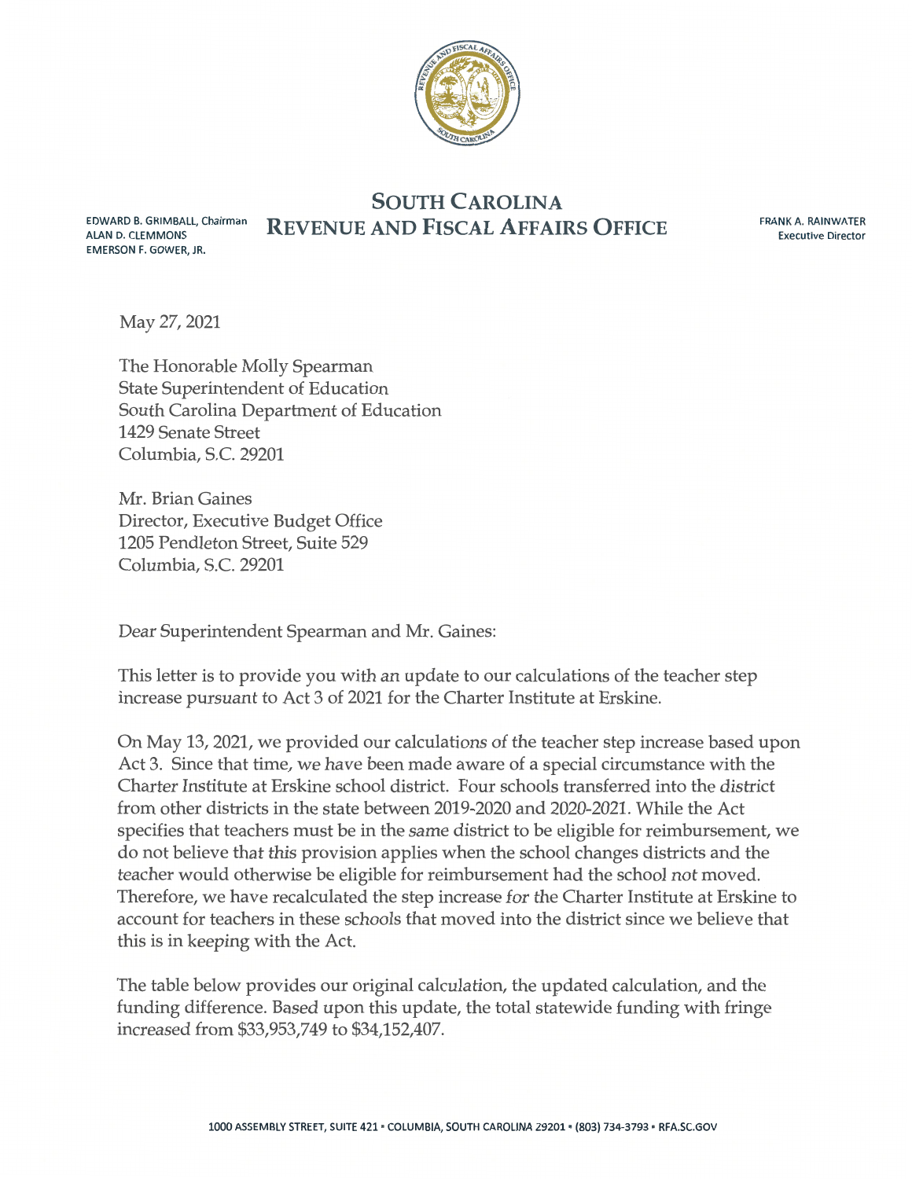# SOUTH CAROLINA REVENUE AND FISCAL AFFAIRS OFFICE

EDWARD B. GRIMBALL, Chairman
ALAN D. CLEMMONS
EMERSON F. GOWER, JR.

FRANK A. RAINWATER
Executive Director

May 27, 2021

The Honorable Molly Spearman
State Superintendent of Education
South Carolina Department of Education
1429 Senate Street
Columbia, S.C. 29201

Mr. Brian Gaines
Director, Executive Budget Office
1205 Pendleton Street, Suite 529
Columbia, S.C. 29201

Dear Superintendent Spearman and Mr. Gaines:

This letter is to provide you with an update to our calculations of the teacher step increase pursuant to Act 3 of 2021 for the Charter Institute at Erskine.

On May 13, 2021, we provided our calculations of the teacher step increase based upon Act 3. Since that time, we have been made aware of a special circumstance with the Charter Institute at Erskine school district. Four schools transferred into the district from other districts in the state between 2019-2020 and 2020-2021. While the Act specifies that teachers must be in the same district to be eligible for reimbursement, we do not believe that this provision applies when the school changes districts and the teacher would otherwise be eligible for reimbursement had the school not moved. Therefore, we have recalculated the step increase for the Charter Institute at Erskine to account for teachers in these schools that moved into the district since we believe that this is in keeping with the Act.

The table below provides our original calculation, the updated calculation, and the funding difference. Based upon this update, the total statewide funding with fringe increased from $33,953,749 to $34,152,407.

1000 ASSEMBLY STREET, SUITE 421 • COLUMBIA, SOUTH CAROLINA 29201 • (803) 734-3793 • RFA.SC.GOV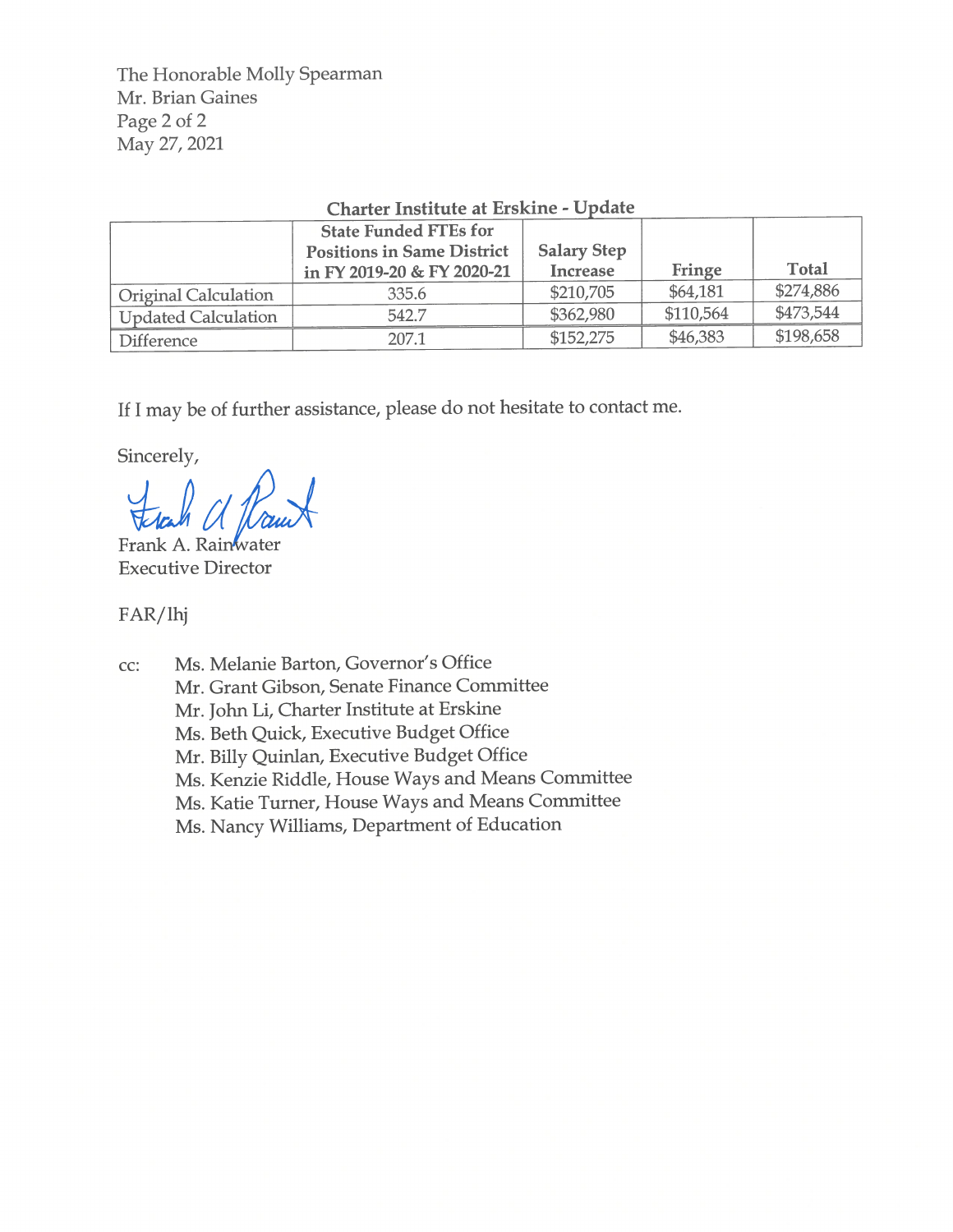The Honorable Molly Spearman
Mr. Brian Gaines
Page 2 of 2
May 27, 2021

**Charter Institute at Erskine - Update**

| | State Funded FTEs for Positions in Same District in FY 2019-20 & FY 2020-21 | Salary Step Increase | Fringe | Total |
|---|---|---|---|---|
| Original Calculation | 335.6 | $210,705 | $64,181 | $274,886 |
| Updated Calculation | 542.7 | $362,980 | $110,564 | $473,544 |
| Difference | 207.1 | $152,275 | $46,383 | $198,658 |

If I may be of further assistance, please do not hesitate to contact me.

Sincerely,

Frank A. Rainwater
Executive Director

FAR/lhj

cc: Ms. Melanie Barton, Governor's Office
Mr. Grant Gibson, Senate Finance Committee
Mr. John Li, Charter Institute at Erskine
Ms. Beth Quick, Executive Budget Office
Mr. Billy Quinlan, Executive Budget Office
Ms. Kenzie Riddle, House Ways and Means Committee
Ms. Katie Turner, House Ways and Means Committee
Ms. Nancy Williams, Department of Education